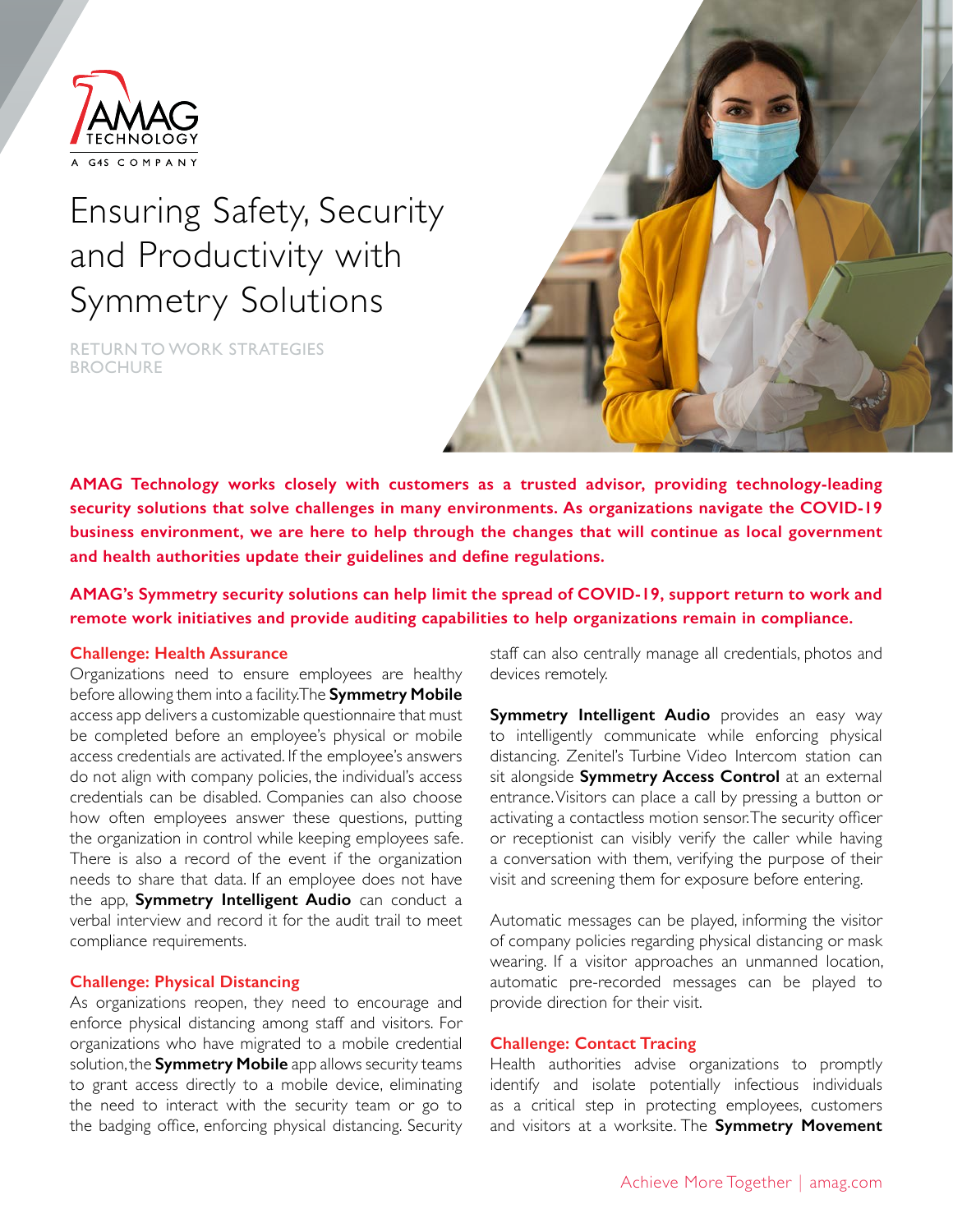AMAG TECHNOLOGY
A G4S COMPANY

# Ensuring Safety, Security and Productivity with Symmetry Solutions

RETURN TO WORK STRATEGIES BROCHURE

**AMAG Technology works closely with customers as a trusted advisor, providing technology-leading security solutions that solve challenges in many environments. As organizations navigate the COVID-19 business environment, we are here to help through the changes that will continue as local government and health authorities update their guidelines and define regulations.**

**AMAG's Symmetry security solutions can help limit the spread of COVID-19, support return to work and remote work initiatives and provide auditing capabilities to help organizations remain in compliance.**

### Challenge: Health Assurance

Organizations need to ensure employees are healthy before allowing them into a facility. The **Symmetry Mobile** access app delivers a customizable questionnaire that must be completed before an employee's physical or mobile access credentials are activated. If the employee's answers do not align with company policies, the individual's access credentials can be disabled. Companies can also choose how often employees answer these questions, putting the organization in control while keeping employees safe. There is also a record of the event if the organization needs to share that data. If an employee does not have the app, **Symmetry Intelligent Audio** can conduct a verbal interview and record it for the audit trail to meet compliance requirements.

### Challenge: Physical Distancing

As organizations reopen, they need to encourage and enforce physical distancing among staff and visitors. For organizations who have migrated to a mobile credential solution, the **Symmetry Mobile** app allows security teams to grant access directly to a mobile device, eliminating the need to interact with the security team or go to the badging office, enforcing physical distancing. Security staff can also centrally manage all credentials, photos and devices remotely.

**Symmetry Intelligent Audio** provides an easy way to intelligently communicate while enforcing physical distancing. Zenitel's Turbine Video Intercom station can sit alongside **Symmetry Access Control** at an external entrance. Visitors can place a call by pressing a button or activating a contactless motion sensor. The security officer or receptionist can visibly verify the caller while having a conversation with them, verifying the purpose of their visit and screening them for exposure before entering.

Automatic messages can be played, informing the visitor of company policies regarding physical distancing or mask wearing. If a visitor approaches an unmanned location, automatic pre-recorded messages can be played to provide direction for their visit.

### Challenge: Contact Tracing

Health authorities advise organizations to promptly identify and isolate potentially infectious individuals as a critical step in protecting employees, customers and visitors at a worksite. The **Symmetry Movement**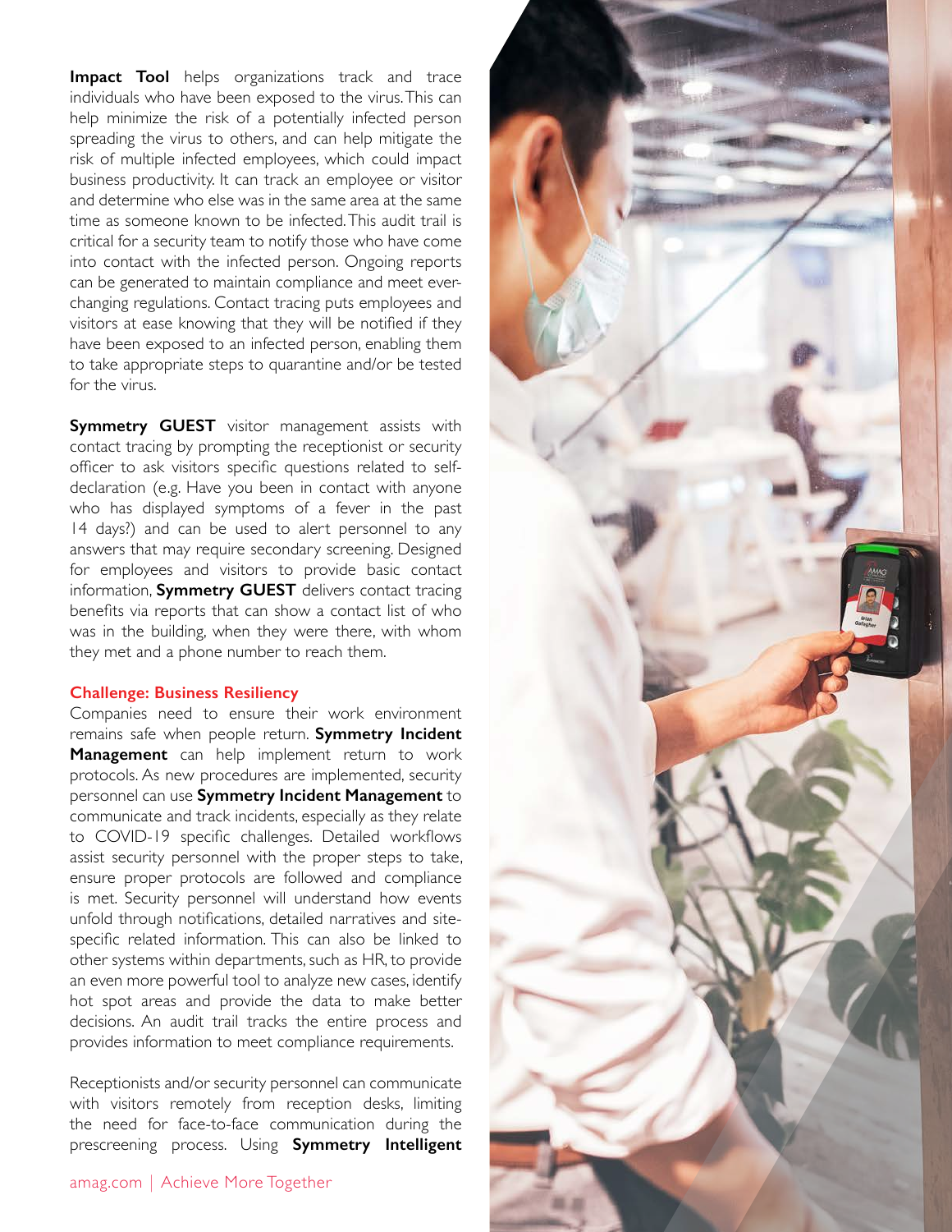**Impact Tool** helps organizations track and trace individuals who have been exposed to the virus. This can help minimize the risk of a potentially infected person spreading the virus to others, and can help mitigate the risk of multiple infected employees, which could impact business productivity. It can track an employee or visitor and determine who else was in the same area at the same time as someone known to be infected. This audit trail is critical for a security team to notify those who have come into contact with the infected person. Ongoing reports can be generated to maintain compliance and meet ever-changing regulations. Contact tracing puts employees and visitors at ease knowing that they will be notified if they have been exposed to an infected person, enabling them to take appropriate steps to quarantine and/or be tested for the virus.

**Symmetry GUEST** visitor management assists with contact tracing by prompting the receptionist or security officer to ask visitors specific questions related to self-declaration (e.g. Have you been in contact with anyone who has displayed symptoms of a fever in the past 14 days?) and can be used to alert personnel to any answers that may require secondary screening. Designed for employees and visitors to provide basic contact information, **Symmetry GUEST** delivers contact tracing benefits via reports that can show a contact list of who was in the building, when they were there, with whom they met and a phone number to reach them.

### Challenge: Business Resiliency

Companies need to ensure their work environment remains safe when people return. **Symmetry Incident Management** can help implement return to work protocols. As new procedures are implemented, security personnel can use **Symmetry Incident Management** to communicate and track incidents, especially as they relate to COVID-19 specific challenges. Detailed workflows assist security personnel with the proper steps to take, ensure proper protocols are followed and compliance is met. Security personnel will understand how events unfold through notifications, detailed narratives and site-specific related information. This can also be linked to other systems within departments, such as HR, to provide an even more powerful tool to analyze new cases, identify hot spot areas and provide the data to make better decisions. An audit trail tracks the entire process and provides information to meet compliance requirements.

Receptionists and/or security personnel can communicate with visitors remotely from reception desks, limiting the need for face-to-face communication during the prescreening process. Using **Symmetry Intelligent**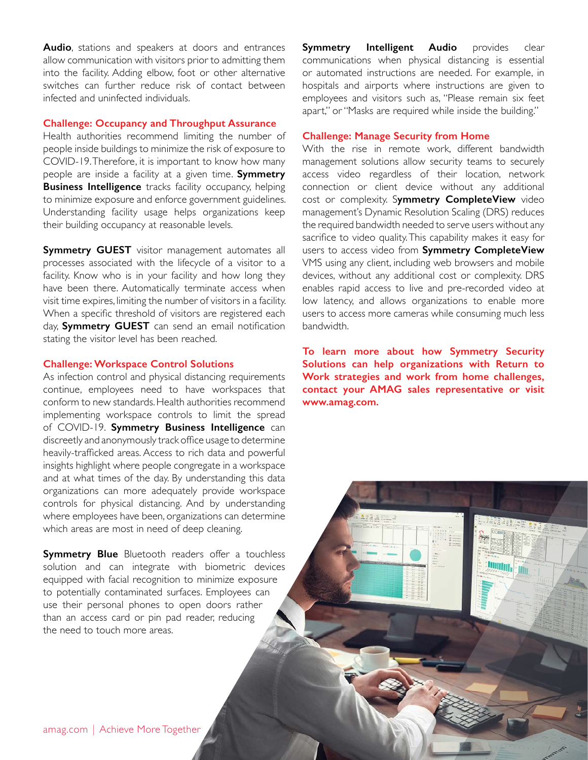**Audio**, stations and speakers at doors and entrances allow communication with visitors prior to admitting them into the facility. Adding elbow, foot or other alternative switches can further reduce risk of contact between infected and uninfected individuals.

### Challenge: Occupancy and Throughput Assurance

Health authorities recommend limiting the number of people inside buildings to minimize the risk of exposure to COVID-19. Therefore, it is important to know how many people are inside a facility at a given time. **Symmetry Business Intelligence** tracks facility occupancy, helping to minimize exposure and enforce government guidelines. Understanding facility usage helps organizations keep their building occupancy at reasonable levels.

**Symmetry GUEST** visitor management automates all processes associated with the lifecycle of a visitor to a facility. Know who is in your facility and how long they have been there. Automatically terminate access when visit time expires, limiting the number of visitors in a facility. When a specific threshold of visitors are registered each day, **Symmetry GUEST** can send an email notification stating the visitor level has been reached.

### Challenge: Workspace Control Solutions

As infection control and physical distancing requirements continue, employees need to have workspaces that conform to new standards. Health authorities recommend implementing workspace controls to limit the spread of COVID-19. **Symmetry Business Intelligence** can discreetly and anonymously track office usage to determine heavily-trafficked areas. Access to rich data and powerful insights highlight where people congregate in a workspace and at what times of the day. By understanding this data organizations can more adequately provide workspace controls for physical distancing. And by understanding where employees have been, organizations can determine which areas are most in need of deep cleaning.

**Symmetry Blue** Bluetooth readers offer a touchless solution and can integrate with biometric devices equipped with facial recognition to minimize exposure to potentially contaminated surfaces. Employees can use their personal phones to open doors rather than an access card or pin pad reader, reducing the need to touch more areas.

**Symmetry Intelligent Audio** provides clear communications when physical distancing is essential or automated instructions are needed. For example, in hospitals and airports where instructions are given to employees and visitors such as, "Please remain six feet apart," or "Masks are required while inside the building."

### Challenge: Manage Security from Home

With the rise in remote work, different bandwidth management solutions allow security teams to securely access video regardless of their location, network connection or client device without any additional cost or complexity. S**ymmetry CompleteView** video management's Dynamic Resolution Scaling (DRS) reduces the required bandwidth needed to serve users without any sacrifice to video quality. This capability makes it easy for users to access video from **Symmetry CompleteView** VMS using any client, including web browsers and mobile devices, without any additional cost or complexity. DRS enables rapid access to live and pre-recorded video at low latency, and allows organizations to enable more users to access more cameras while consuming much less bandwidth.

**To learn more about how Symmetry Security Solutions can help organizations with Return to Work strategies and work from home challenges, contact your AMAG sales representative or visit www.amag.com.**